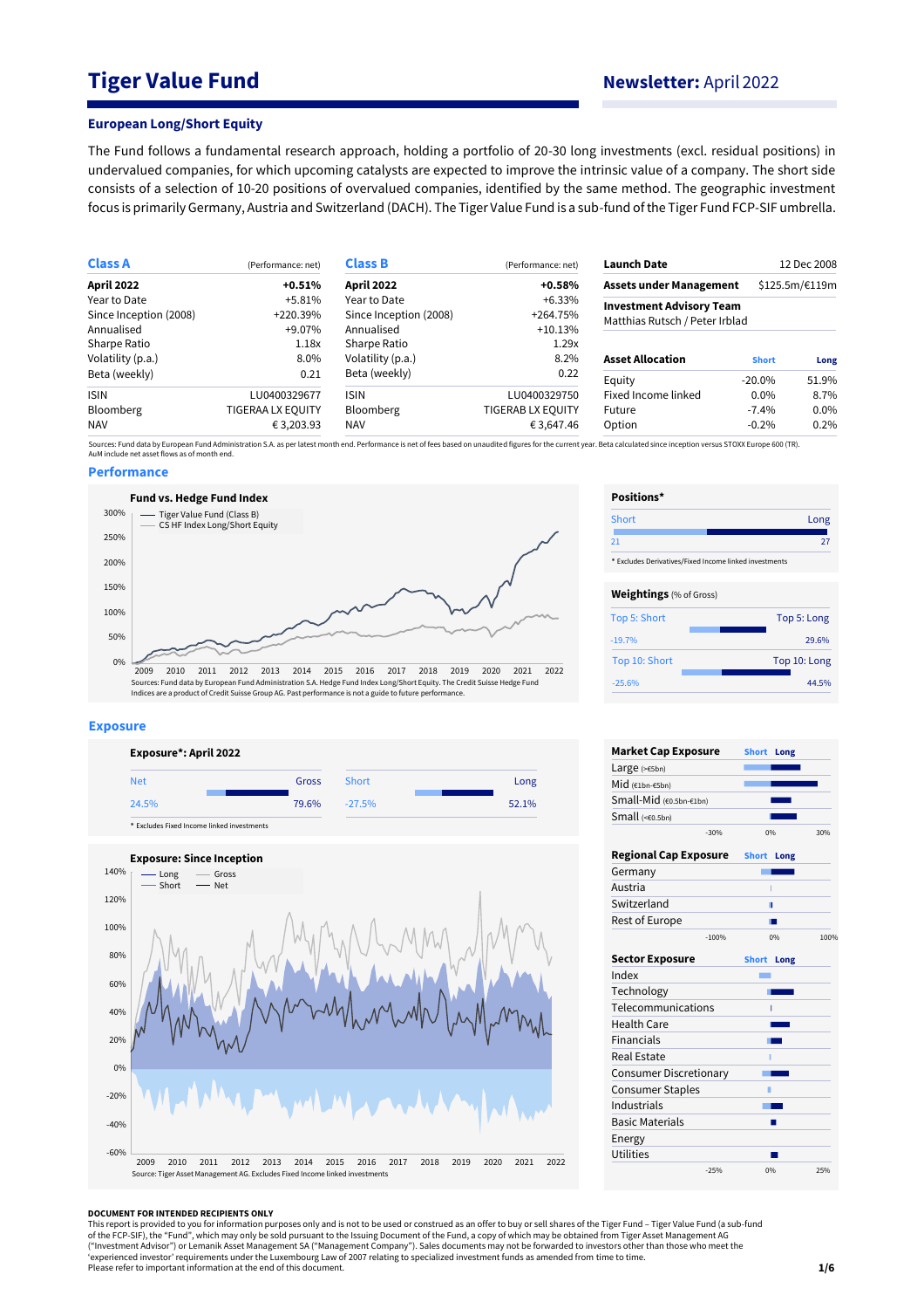# Tiger Value Fund

**Newsletter:** April 2022

### European Long/Short Equity

The Fund follows a fundamental research approach, holding a portfolio of 20-30 long investments (excl. residual positions) in undervalued companies, for which upcoming catalysts are expected to improve the intrinsic value of a company. The short side consists of a selection of 10-20 positions of overvalued companies, identified by the same method. The geographic investment focus is primarily Germany, Austria and Switzerland (DACH). The Tiger Value Fund is a sub-fund of the Tiger Fund FCP-SIF umbrella.

| **Class A** | (Performance: net) |
|---|---|
| **April 2022** | **+0.51%** |
| Year to Date | +5.81% |
| Since Inception (2008) | +220.39% |
| Annualised | +9.07% |
| Sharpe Ratio | 1.18x |
| Volatility (p.a.) | 8.0% |
| Beta (weekly) | 0.21 |
| ISIN | LU0400329677 |
| Bloomberg | TIGERAA LX EQUITY |
| NAV | € 3,203.93 |

| **Class B** | (Performance: net) |
|---|---|
| **April 2022** | **+0.58%** |
| Year to Date | +6.33% |
| Since Inception (2008) | +264.75% |
| Annualised | +10.13% |
| Sharpe Ratio | 1.29x |
| Volatility (p.a.) | 8.2% |
| Beta (weekly) | 0.22 |
| ISIN | LU0400329750 |
| Bloomberg | TIGERAB LX EQUITY |
| NAV | € 3,647.46 |

| | |
|---|---|
| **Launch Date** | 12 Dec 2008 |
| **Assets under Management** | $125.5m/€119m |
| **Investment Advisory Team** | Matthias Rutsch / Peter Irblad |

| **Asset Allocation** | **Short** | **Long** |
|---|---|---|
| Equity | -20.0% | 51.9% |
| Fixed Income linked | 0.0% | 8.7% |
| Future | -7.4% | 0.0% |
| Option | -0.2% | 0.2% |

Sources: Fund data by European Fund Administration S.A. as per latest month end. Performance is net of fees based on unaudited figures for the current year. Beta calculated since inception versus STOXX Europe 600 (TR). AuM include net asset flows as of month end.

## Performance

**Fund vs. Hedge Fund Index**

Tiger Value Fund (Class B) / CS HF Index Long/Short Equity

Sources: Fund data by European Fund Administration S.A. Hedge Fund Index Long/Short Equity. The Credit Suisse Hedge Fund Indices are a product of Credit Suisse Group AG. Past performance is not a guide to future performance.

**Positions***

| Short | Long |
|---|---|
| 21 | 27 |

* Excludes Derivatives/Fixed Income linked investments

**Weightings** (% of Gross)

| Top 5: Short | Top 5: Long |
|---|---|
| -19.7% | 29.6% |

| Top 10: Short | Top 10: Long |
|---|---|
| -25.6% | 44.5% |

## Exposure

**Exposure*: April 2022**

| Net | Gross | Short | Long |
|---|---|---|---|
| 24.5% | 79.6% | -27.5% | 52.1% |

* Excludes Fixed Income linked investments

**Exposure: Since Inception**

Long / Short / Gross / Net

Source: Tiger Asset Management AG. Excludes Fixed Income linked investments

**Market Cap Exposure** (Short / Long)

- Large (>€5bn)
- Mid (€1bn-€5bn)
- Small-Mid (€0.5bn-€1bn)
- Small (<€0.5bn)

**Regional Cap Exposure** (Short / Long)

- Germany
- Austria
- Switzerland
- Rest of Europe

**Sector Exposure** (Short / Long)

- Index
- Technology
- Telecommunications
- Health Care
- Financials
- Real Estate
- Consumer Discretionary
- Consumer Staples
- Industrials
- Basic Materials
- Energy
- Utilities

**DOCUMENT FOR INTENDED RECIPIENTS ONLY**

This report is provided to you for information purposes only and is not to be used or considered as an offer to buy or sell shares of the Tiger Fund – Tiger Value Fund (a sub-fund of the FCP-SIF), the "Fund", which may only be sold pursuant to the Issuing Document of the Fund, a copy of which may be obtained from Tiger Asset Management AG ("Investment Advisor") or Lemanik Asset Management SA ("Management Company"). Sales documents may not be forwarded to investors other than those who meet the 'experienced investor' requirements under the Luxembourg Law of 2007 relating to specialized investment funds as amended from time to time.
Please refer to important information at the end of this document.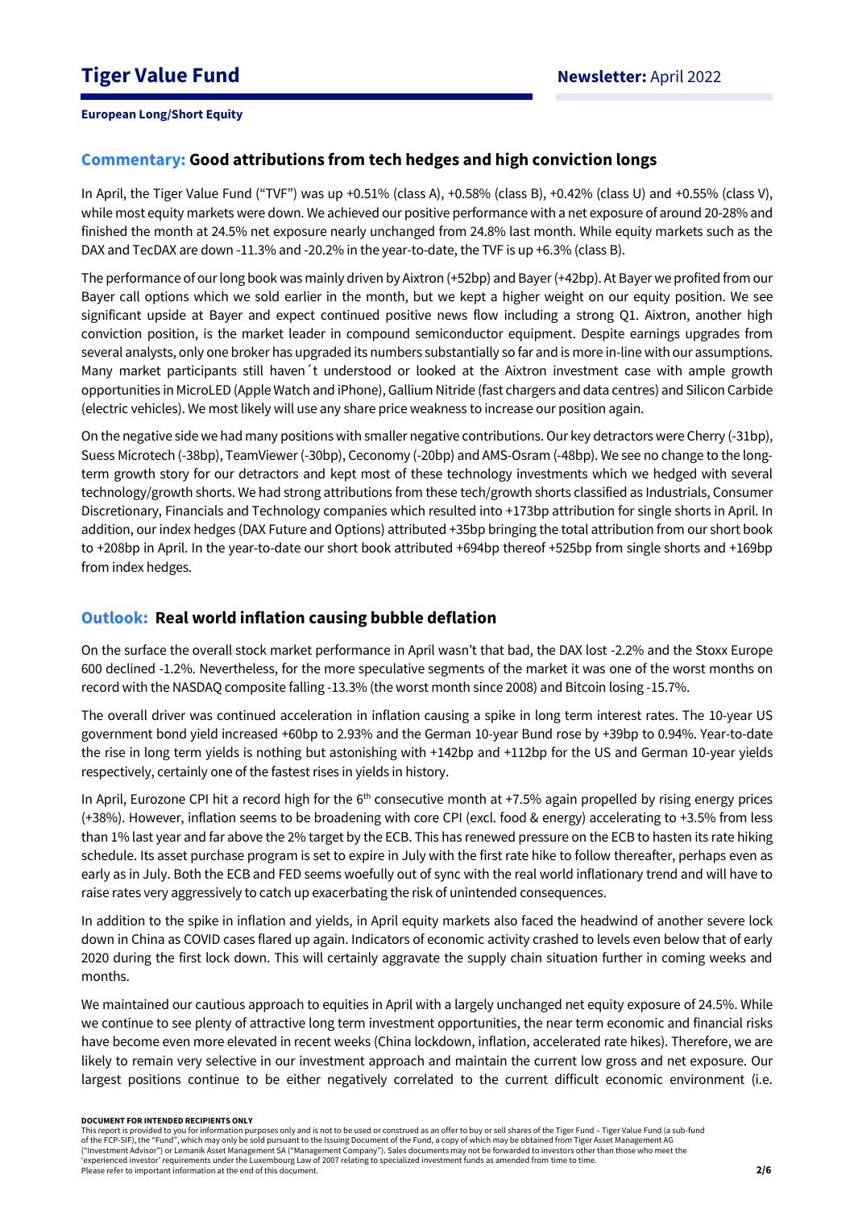## Commentary: Good attributions from tech hedges and high conviction longs

In April, the Tiger Value Fund ("TVF") was up +0.51% (class A), +0.58% (class B), +0.42% (class U) and +0.55% (class V), while most equity markets were down. We achieved our positive performance with a net exposure of around 20-28% and finished the month at 24.5% net exposure nearly unchanged from 24.8% last month. While equity markets such as the DAX and TecDAX are down -11.3% and -20.2% in the year-to-date, the TVF is up +6.3% (class B).

The performance of our long book was mainly driven by Aixtron (+52bp) and Bayer (+42bp). At Bayer we profited from our Bayer call options which we sold earlier in the month, but we kept a higher weight on our equity position. We see significant upside at Bayer and expect continued positive news flow including a strong Q1. Aixtron, another high conviction position, is the market leader in compound semiconductor equipment. Despite earnings upgrades from several analysts, only one broker has upgraded its numbers substantially so far and is more in-line with our assumptions. Many market participants still haven´t understood or looked at the Aixtron investment case with ample growth opportunities in MicroLED (Apple Watch and iPhone), Gallium Nitride (fast chargers and data centres) and Silicon Carbide (electric vehicles). We most likely will use any share price weakness to increase our position again.

On the negative side we had many positions with smaller negative contributions. Our key detractors were Cherry (-31bp), Suess Microtech (-38bp), TeamViewer (-30bp), Ceconomy (-20bp) and AMS-Osram (-48bp). We see no change to the long-term growth story for our detractors and kept most of these technology investments which we hedged with several technology/growth shorts. We had strong attributions from these tech/growth shorts classified as Industrials, Consumer Discretionary, Financials and Technology companies which resulted into +173bp attribution for single shorts in April. In addition, our index hedges (DAX Future and Options) attributed +35bp bringing the total attribution from our short book to +208bp in April. In the year-to-date our short book attributed +694bp thereof +525bp from single shorts and +169bp from index hedges.

## Outlook: Real world inflation causing bubble deflation

On the surface the overall stock market performance in April wasn't that bad, the DAX lost -2.2% and the Stoxx Europe 600 declined -1.2%. Nevertheless, for the more speculative segments of the market it was one of the worst months on record with the NASDAQ composite falling -13.3% (the worst month since 2008) and Bitcoin losing -15.7%.

The overall driver was continued acceleration in inflation causing a spike in long term interest rates. The 10-year US government bond yield increased +60bp to 2.93% and the German 10-year Bund rose by +39bp to 0.94%. Year-to-date the rise in long term yields is nothing but astonishing with +142bp and +112bp for the US and German 10-year yields respectively, certainly one of the fastest rises in yields in history.

In April, Eurozone CPI hit a record high for the 6th consecutive month at +7.5% again propelled by rising energy prices (+38%). However, inflation seems to be broadening with core CPI (excl. food & energy) accelerating to +3.5% from less than 1% last year and far above the 2% target by the ECB. This has renewed pressure on the ECB to hasten its rate hiking schedule. Its asset purchase program is set to expire in July with the first rate hike to follow thereafter, perhaps even as early as in July. Both the ECB and FED seems woefully out of sync with the real world inflationary trend and will have to raise rates very aggressively to catch up exacerbating the risk of unintended consequences.

In addition to the spike in inflation and yields, in April equity markets also faced the headwind of another severe lock down in China as COVID cases flared up again. Indicators of economic activity crashed to levels even below that of early 2020 during the first lock down. This will certainly aggravate the supply chain situation further in coming weeks and months.

We maintained our cautious approach to equities in April with a largely unchanged net equity exposure of 24.5%. While we continue to see plenty of attractive long term investment opportunities, the near term economic and financial risks have become even more elevated in recent weeks (China lockdown, inflation, accelerated rate hikes). Therefore, we are likely to remain very selective in our investment approach and maintain the current low gross and net exposure. Our largest positions continue to be either negatively correlated to the current difficult economic environment (i.e.

**DOCUMENT FOR INTENDED RECIPIENTS ONLY**
This report is provided to you for information purposes only and is not to be used or construed as an offer to buy or sell shares of the Tiger Fund – Tiger Value Fund (a sub-fund of the FCP-SIF), the "Fund", which may only be sold pursuant to the Issuing Document of the Fund, a copy of which may be obtained from Tiger Asset Management AG ("Investment Advisor") or Lemanik Asset Management SA ("Management Company"). Sales documents may not be forwarded to investors other than those who meet the 'experienced investor' requirements under the Luxembourg Law of 2007 relating to specialized investment funds as amended from time to time.
Please refer to important information at the end of this document.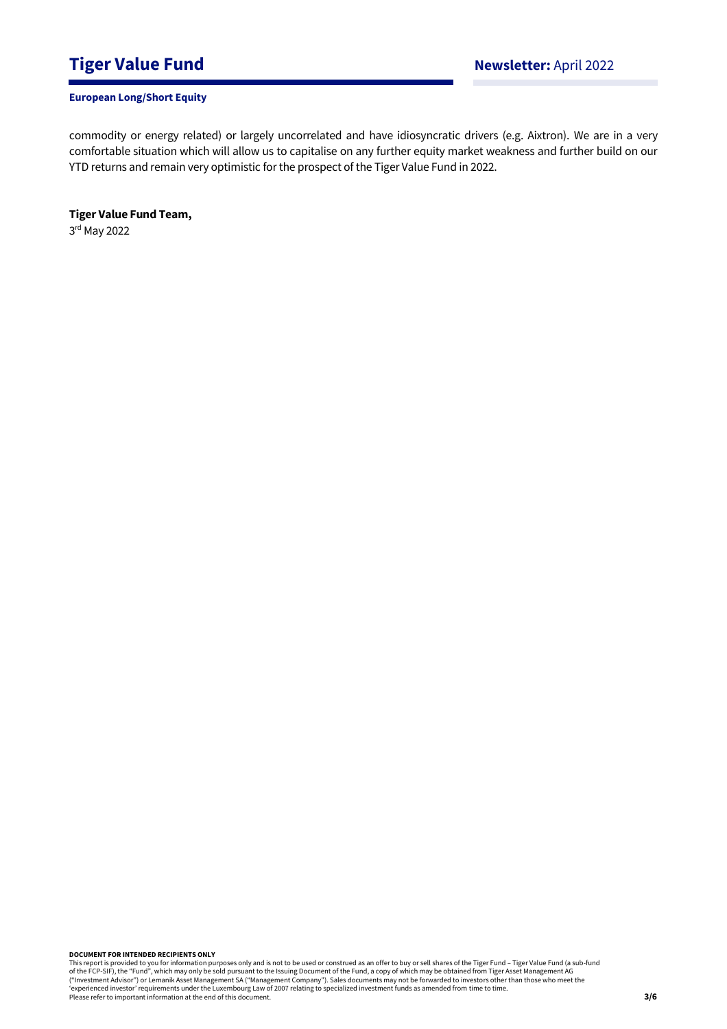commodity or energy related) or largely uncorrelated and have idiosyncratic drivers (e.g. Aixtron). We are in a very comfortable situation which will allow us to capitalise on any further equity market weakness and further build on our YTD returns and remain very optimistic for the prospect of the Tiger Value Fund in 2022.

**Tiger Value Fund Team,**

3rd May 2022

**DOCUMENT FOR INTENDED RECIPIENTS ONLY**

This report is provided to you for information purposes only and is not to be used or construed as an offer to buy or sell shares of the Tiger Fund – Tiger Value Fund (a sub-fund of the FCP-SIF), the "Fund", which may only be sold pursuant to the Issuing Document of the Fund, a copy of which may be obtained from Tiger Asset Management AG ("Investment Advisor") or Lemanik Asset Management SA ("Management Company"). Sales documents may not be forwarded to investors other than those who meet the 'experienced investor' requirements under the Luxembourg Law of 2007 relating to specialized investment funds as amended from time to time.
Please refer to important information at the end of this document.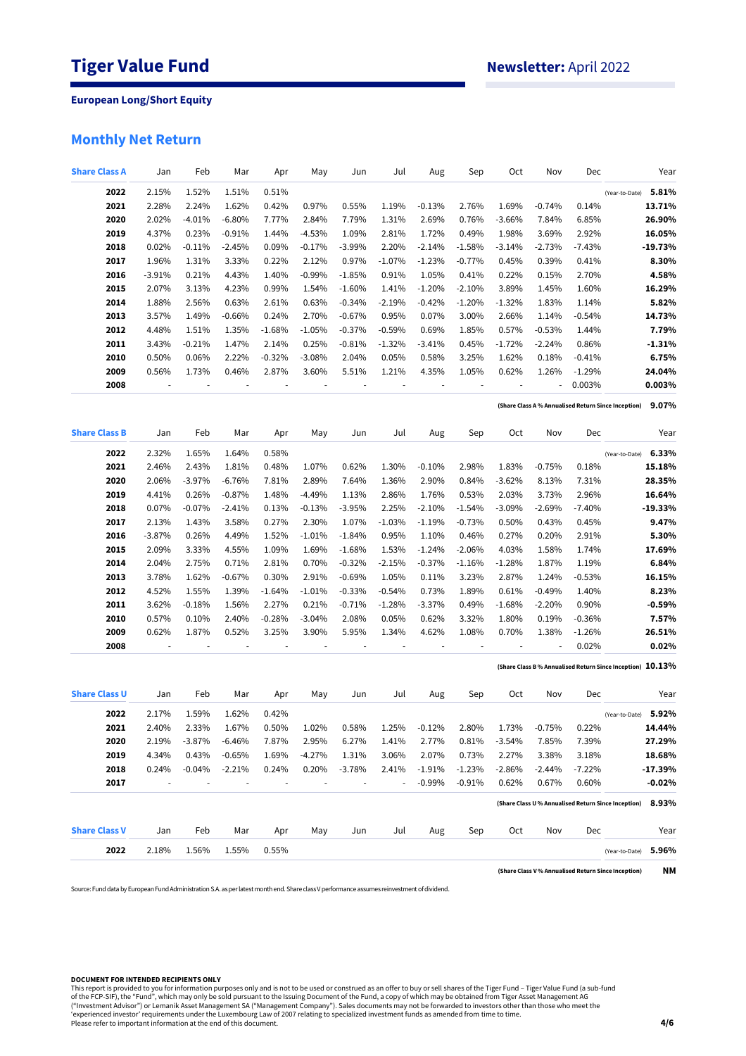# Tiger Value Fund

## Newsletter: April 2022

**European Long/Short Equity**

## Monthly Net Return

| Share Class A | Jan | Feb | Mar | Apr | May | Jun | Jul | Aug | Sep | Oct | Nov | Dec | Year |
|---|---|---|---|---|---|---|---|---|---|---|---|---|---|
| **2022** | 2.15% | 1.52% | 1.51% | 0.51% | | | | | | | | | (Year-to-Date) **5.81%** |
| **2021** | 2.28% | 2.24% | 1.62% | 0.42% | 0.97% | 0.55% | 1.19% | -0.13% | 2.76% | 1.69% | -0.74% | 0.14% | **13.71%** |
| **2020** | 2.02% | -4.01% | -6.80% | 7.77% | 2.84% | 7.79% | 1.31% | 2.69% | 0.76% | -3.66% | 7.84% | 6.85% | **26.90%** |
| **2019** | 4.37% | 0.23% | -0.91% | 1.44% | -4.53% | 1.09% | 2.81% | 1.72% | 0.49% | 1.98% | 3.69% | 2.92% | **16.05%** |
| **2018** | 0.02% | -0.11% | -2.45% | 0.09% | -0.17% | -3.99% | 2.20% | -2.14% | -1.58% | -3.14% | -2.73% | -7.43% | **-19.73%** |
| **2017** | 1.96% | 1.31% | 3.33% | 0.22% | 2.12% | 0.97% | -1.07% | -1.23% | -0.77% | 0.45% | 0.39% | 0.41% | **8.30%** |
| **2016** | -3.91% | 0.21% | 4.43% | 1.40% | -0.99% | -1.85% | 0.91% | 1.05% | 0.41% | 0.22% | 0.15% | 2.70% | **4.58%** |
| **2015** | 2.07% | 3.13% | 4.23% | 0.99% | 1.54% | -1.60% | 1.41% | -1.20% | -2.10% | 3.89% | 1.45% | 1.60% | **16.29%** |
| **2014** | 1.88% | 2.56% | 0.63% | 2.61% | 0.63% | -0.34% | -2.19% | -0.42% | -1.20% | -1.32% | 1.83% | 1.14% | **5.82%** |
| **2013** | 3.57% | 1.49% | -0.66% | 0.24% | 2.70% | -0.67% | 0.95% | 0.07% | 3.00% | 2.66% | 1.14% | -0.54% | **14.73%** |
| **2012** | 4.48% | 1.51% | 1.35% | -1.68% | -1.05% | -0.37% | -0.59% | 0.69% | 1.85% | 0.57% | -0.53% | 1.44% | **7.79%** |
| **2011** | 3.43% | -0.21% | 1.47% | 2.14% | 0.25% | -0.81% | -1.32% | -3.41% | 0.45% | -1.72% | -2.24% | 0.86% | **-1.31%** |
| **2010** | 0.50% | 0.06% | 2.22% | -0.32% | -3.08% | 2.04% | 0.05% | 0.58% | 3.25% | 1.62% | 0.18% | -0.41% | **6.75%** |
| **2009** | 0.56% | 1.73% | 0.46% | 2.87% | 3.60% | 5.51% | 1.21% | 4.35% | 1.05% | 0.62% | 1.26% | -1.29% | **24.04%** |
| **2008** | - | - | - | - | - | - | - | - | - | - | - | 0.003% | **0.003%** |

(Share Class A % Annualised Return Since Inception) **9.07%**

| Share Class B | Jan | Feb | Mar | Apr | May | Jun | Jul | Aug | Sep | Oct | Nov | Dec | Year |
|---|---|---|---|---|---|---|---|---|---|---|---|---|---|
| **2022** | 2.32% | 1.65% | 1.64% | 0.58% | | | | | | | | | (Year-to-Date) **6.33%** |
| **2021** | 2.46% | 2.43% | 1.81% | 0.48% | 1.07% | 0.62% | 1.30% | -0.10% | 2.98% | 1.83% | -0.75% | 0.18% | **15.18%** |
| **2020** | 2.06% | -3.97% | -6.76% | 7.81% | 2.89% | 7.64% | 1.36% | 2.90% | 0.84% | -3.62% | 8.13% | 7.31% | **28.35%** |
| **2019** | 4.41% | 0.26% | -0.87% | 1.48% | -4.49% | 1.13% | 2.86% | 1.76% | 0.53% | 2.03% | 3.73% | 2.96% | **16.64%** |
| **2018** | 0.07% | -0.07% | -2.41% | 0.13% | -0.13% | -3.95% | 2.25% | -2.10% | -1.54% | -3.09% | -2.69% | -7.40% | **-19.33%** |
| **2017** | 2.13% | 1.43% | 3.58% | 0.27% | 2.30% | 1.07% | -1.03% | -1.19% | -0.73% | 0.50% | 0.43% | 0.45% | **9.47%** |
| **2016** | -3.87% | 0.26% | 4.49% | 1.52% | -1.01% | -1.84% | 0.95% | 1.10% | 0.46% | 0.27% | 0.20% | 2.91% | **5.30%** |
| **2015** | 2.09% | 3.33% | 4.55% | 1.09% | 1.69% | -1.68% | 1.53% | -1.24% | -2.06% | 4.03% | 1.58% | 1.74% | **17.69%** |
| **2014** | 2.04% | 2.75% | 0.71% | 2.81% | 0.70% | -0.32% | -2.15% | -0.37% | -1.16% | -1.28% | 1.87% | 1.19% | **6.84%** |
| **2013** | 3.78% | 1.62% | -0.67% | 0.30% | 2.91% | -0.69% | 1.05% | 0.11% | 3.23% | 2.87% | 1.24% | -0.53% | **16.15%** |
| **2012** | 4.52% | 1.55% | 1.39% | -1.64% | -1.01% | -0.33% | -0.54% | 0.73% | 1.89% | 0.61% | -0.49% | 1.40% | **8.23%** |
| **2011** | 3.62% | -0.18% | 1.56% | 2.27% | 0.21% | -0.71% | -1.28% | -3.37% | 0.49% | -1.68% | -2.20% | 0.90% | **-0.59%** |
| **2010** | 0.57% | 0.10% | 2.40% | -0.28% | -3.04% | 2.08% | 0.05% | 0.62% | 3.32% | 1.80% | 0.19% | -0.36% | **7.57%** |
| **2009** | 0.62% | 1.87% | 0.52% | 3.25% | 3.90% | 5.95% | 1.34% | 4.62% | 1.08% | 0.70% | 1.38% | -1.26% | **26.51%** |
| **2008** | - | - | - | - | - | - | - | - | - | - | - | 0.02% | **0.02%** |

(Share Class B % Annualised Return Since Inception) **10.13%**

| Share Class U | Jan | Feb | Mar | Apr | May | Jun | Jul | Aug | Sep | Oct | Nov | Dec | Year |
|---|---|---|---|---|---|---|---|---|---|---|---|---|---|
| **2022** | 2.17% | 1.59% | 1.62% | 0.42% | | | | | | | | | (Year-to-Date) **5.92%** |
| **2021** | 2.40% | 2.33% | 1.67% | 0.50% | 1.02% | 0.58% | 1.25% | -0.12% | 2.80% | 1.73% | -0.75% | 0.22% | **14.44%** |
| **2020** | 2.19% | -3.87% | -6.46% | 7.87% | 2.95% | 6.27% | 1.41% | 2.77% | 0.81% | -3.54% | 7.85% | 7.39% | **27.29%** |
| **2019** | 4.34% | 0.43% | -0.65% | 1.69% | -4.27% | 1.31% | 3.06% | 2.07% | 0.73% | 2.27% | 3.38% | 3.18% | **18.68%** |
| **2018** | 0.24% | -0.04% | -2.21% | 0.24% | 0.20% | -3.78% | 2.41% | -1.91% | -1.23% | -2.86% | -2.44% | -7.22% | **-17.39%** |
| **2017** | - | - | - | - | - | - | - | -0.99% | -0.91% | 0.62% | 0.67% | 0.60% | **-0.02%** |

(Share Class U % Annualised Return Since Inception) **8.93%**

| Share Class V | Jan | Feb | Mar | Apr | May | Jun | Jul | Aug | Sep | Oct | Nov | Dec | Year |
|---|---|---|---|---|---|---|---|---|---|---|---|---|---|
| **2022** | 2.18% | 1.56% | 1.55% | 0.55% | | | | | | | | | (Year-to-Date) **5.96%** |

(Share Class V % Annualised Return Since Inception) **NM**

Source: Fund data by European Fund Administration S.A. as per latest month end. Share class V performance assumes reinvestment of dividend.

**DOCUMENT FOR INTENDED RECIPIENTS ONLY**
This report is provided to you for information purposes only and is not to be used or construed as an offer to buy or sell shares of the Tiger Fund – Tiger Value Fund (a sub-fund of the FCP-SIF), the "Fund", which may only be sold pursuant to the Issuing Document of the Fund, a copy of which may be obtained from Tiger Asset Management AG ("Investment Advisor") or Lemanik Asset Management SA ("Management Company"). Sales documents may not be forwarded to investors other than those who meet the 'experienced investor' requirements under the Luxembourg Law of 2007 relating to specialized investment funds as amended from time to time.
Please refer to important information at the end of this document.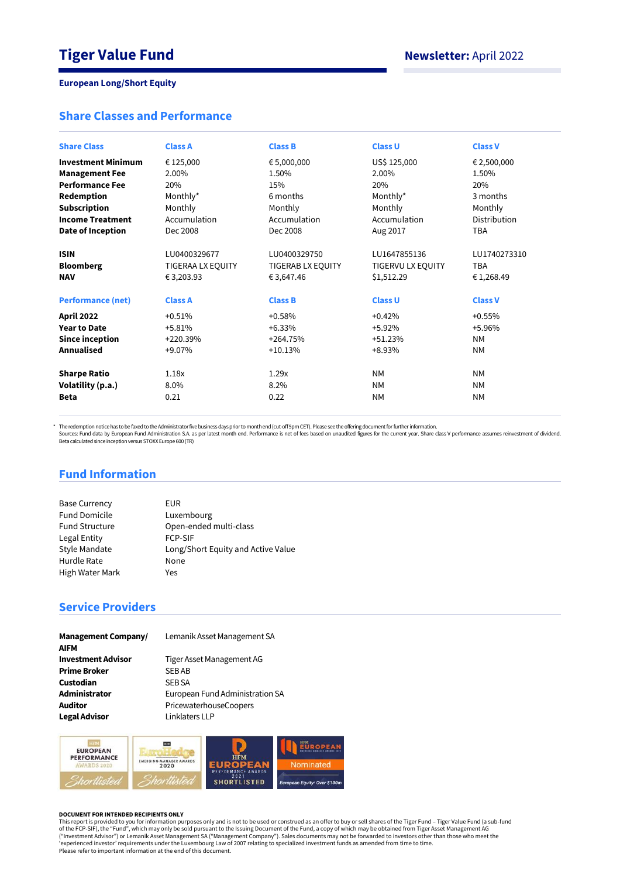# Tiger Value Fund

**Newsletter:** April 2022

**European Long/Short Equity**

## Share Classes and Performance

| Share Class | Class A | Class B | Class U | Class V |
|---|---|---|---|---|
| **Investment Minimum** | € 125,000 | € 5,000,000 | US$ 125,000 | € 2,500,000 |
| **Management Fee** | 2.00% | 1.50% | 2.00% | 1.50% |
| **Performance Fee** | 20% | 15% | 20% | 20% |
| **Redemption** | Monthly* | 6 months | Monthly* | 3 months |
| **Subscription** | Monthly | Monthly | Monthly | Monthly |
| **Income Treatment** | Accumulation | Accumulation | Accumulation | Distribution |
| **Date of Inception** | Dec 2008 | Dec 2008 | Aug 2017 | TBA |
| **ISIN** | LU0400329677 | LU0400329750 | LU1647855136 | LU1740273310 |
| **Bloomberg** | TIGERAA LX EQUITY | TIGERAB LX EQUITY | TIGERVU LX EQUITY | TBA |
| **NAV** | € 3,203.93 | € 3,647.46 | $1,512.29 | € 1,268.49 |

| Performance (net) | Class A | Class B | Class U | Class V |
|---|---|---|---|---|
| **April 2022** | +0.51% | +0.58% | +0.42% | +0.55% |
| **Year to Date** | +5.81% | +6.33% | +5.92% | +5.96% |
| **Since inception** | +220.39% | +264.75% | +51.23% | NM |
| **Annualised** | +9.07% | +10.13% | +8.93% | NM |
| **Sharpe Ratio** | 1.18x | 1.29x | NM | NM |
| **Volatility (p.a.)** | 8.0% | 8.2% | NM | NM |
| **Beta** | 0.21 | 0.22 | NM | NM |

* The redemption notice has to be faxed to the Administrator five business days prior to month end (cut-off 5pm CET). Please see the offering document for further information.
Sources: Fund data by European Fund Administration S.A. as per latest month end. Performance is net of fees based on unaudited figures for the current year. Share class V performance assumes reinvestment of dividend.
Beta calculated since inception versus STOXX Europe 600 (TR)

## Fund Information

| | |
|---|---|
| Base Currency | EUR |
| Fund Domicile | Luxembourg |
| Fund Structure | Open-ended multi-class |
| Legal Entity | FCP-SIF |
| Style Mandate | Long/Short Equity and Active Value |
| Hurdle Rate | None |
| High Water Mark | Yes |

## Service Providers

| | |
|---|---|
| **Management Company/ AIFM** | Lemanik Asset Management SA |
| **Investment Advisor** | Tiger Asset Management AG |
| **Prime Broker** | SEB AB |
| **Custodian** | SEB SA |
| **Administrator** | European Fund Administration SA |
| **Auditor** | PricewaterhouseCoopers |
| **Legal Advisor** | Linklaters LLP |

HFM European Performance Awards 2020 – Shortlisted
HFM EuroHedge Emerging Manager Awards 2020 – Shortlisted
HFM European Performance Awards 2021 – Shortlisted
HFM European – Nominated – European Equity: Over $100m

**DOCUMENT FOR INTENDED RECIPIENTS ONLY**
This report is provided to you for information purposes only and is not to be used or considered as an offer to buy or sell shares of the Tiger Fund – Tiger Value Fund (a sub-fund of the FCP-SIF), the "Fund", which may only be sold pursuant to the Issuing Document of the Fund, a copy of which may be obtained from Tiger Asset Management AG ("Investment Advisor") or Lemanik Asset Management SA ("Management Company"). Sales documents may not be forwarded to investors other than those who meet the 'experienced investor' requirements under the Luxembourg Law of 2007 relating to specialized investment funds as amended from time to time.
Please refer to important information at the end of this document.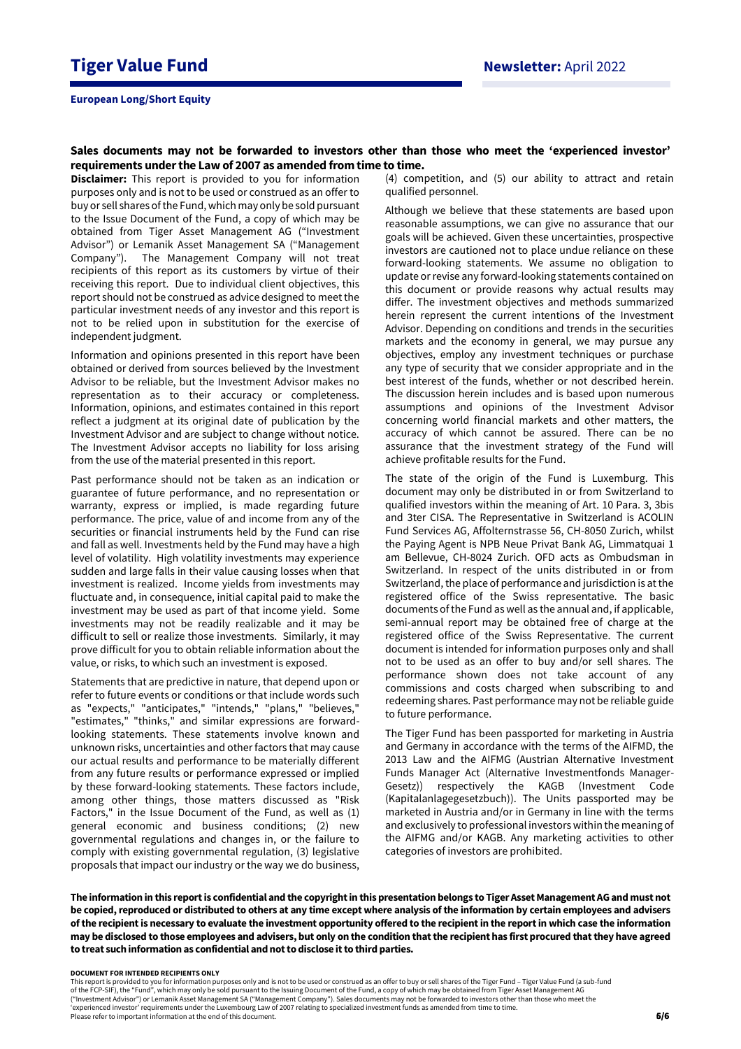**Sales documents may not be forwarded to investors other than those who meet the 'experienced investor' requirements under the Law of 2007 as amended from time to time.**

**Disclaimer:** This report is provided to you for information purposes only and is not to be used or construed as an offer to buy or sell shares of the Fund, which may only be sold pursuant to the Issue Document of the Fund, a copy of which may be obtained from Tiger Asset Management AG ("Investment Advisor") or Lemanik Asset Management SA ("Management Company"). The Management Company will not treat recipients of this report as its customers by virtue of their receiving this report. Due to individual client objectives, this report should not be construed as advice designed to meet the particular investment needs of any investor and this report is not to be relied upon in substitution for the exercise of independent judgment.

Information and opinions presented in this report have been obtained or derived from sources believed by the Investment Advisor to be reliable, but the Investment Advisor makes no representation as to their accuracy or completeness. Information, opinions, and estimates contained in this report reflect a judgment at its original date of publication by the Investment Advisor and are subject to change without notice. The Investment Advisor accepts no liability for loss arising from the use of the material presented in this report.

Past performance should not be taken as an indication or guarantee of future performance, and no representation or warranty, express or implied, is made regarding future performance. The price, value of and income from any of the securities or financial instruments held by the Fund can rise and fall as well. Investments held by the Fund may have a high level of volatility. High volatility investments may experience sudden and large falls in their value causing losses when that investment is realized. Income yields from investments may fluctuate and, in consequence, initial capital paid to make the investment may be used as part of that income yield. Some investments may not be readily realizable and it may be difficult to sell or realize those investments. Similarly, it may prove difficult for you to obtain reliable information about the value, or risks, to which such an investment is exposed.

Statements that are predictive in nature, that depend upon or refer to future events or conditions or that include words such as "expects," "anticipates," "intends," "plans," "believes," "estimates," "thinks," and similar expressions are forward-looking statements. These statements involve known and unknown risks, uncertainties and other factors that may cause our actual results and performance to be materially different from any future results or performance expressed or implied by these forward-looking statements. These factors include, among other things, those matters discussed as "Risk Factors," in the Issue Document of the Fund, as well as (1) general economic and business conditions; (2) new governmental regulations and changes in, or the failure to comply with existing governmental regulation, (3) legislative proposals that impact our industry or the way we do business, (4) competition, and (5) our ability to attract and retain qualified personnel.

Although we believe that these statements are based upon reasonable assumptions, we can give no assurance that our goals will be achieved. Given these uncertainties, prospective investors are cautioned not to place undue reliance on these forward-looking statements. We assume no obligation to update or revise any forward-looking statements contained on this document or provide reasons why actual results may differ. The investment objectives and methods summarized herein represent the current intentions of the Investment Advisor. Depending on conditions and trends in the securities markets and the economy in general, we may pursue any objectives, employ any investment techniques or purchase any type of security that we consider appropriate and in the best interest of the funds, whether or not described herein. The discussion herein includes and is based upon numerous assumptions and opinions of the Investment Advisor concerning world financial markets and other matters, the accuracy of which cannot be assured. There can be no assurance that the investment strategy of the Fund will achieve profitable results for the Fund.

The state of the origin of the Fund is Luxemburg. This document may only be distributed in or from Switzerland to qualified investors within the meaning of Art. 10 Para. 3, 3bis and 3ter CISA. The Representative in Switzerland is ACOLIN Fund Services AG, Affolternstrasse 56, CH-8050 Zurich, whilst the Paying Agent is NPB Neue Privat Bank AG, Limmatquai 1 am Bellevue, CH-8024 Zurich. OFD acts as Ombudsman in Switzerland. In respect of the units distributed in or from Switzerland, the place of performance and jurisdiction is at the registered office of the Swiss representative. The basic documents of the Fund as well as the annual and, if applicable, semi-annual report may be obtained free of charge at the registered office of the Swiss Representative. The current document is intended for information purposes only and shall not to be used as an offer to buy and/or sell shares. The performance shown does not take account of any commissions and costs charged when subscribing to and redeeming shares. Past performance may not be reliable guide to future performance.

The Tiger Fund has been passported for marketing in Austria and Germany in accordance with the terms of the AIFMD, the 2013 Law and the AIFMG (Austrian Alternative Investment Funds Manager Act (Alternative Investmentfonds Manager-Gesetz)) respectively the KAGB (Investment Code (Kapitalanlagegesetzbuch)). The Units passported may be marketed in Austria and/or in Germany in line with the terms and exclusively to professional investors within the meaning of the AIFMG and/or KAGB. Any marketing activities to other categories of investors are prohibited.

**The information in this report is confidential and the copyright in this presentation belongs to Tiger Asset Management AG and must not be copied, reproduced or distributed to others at any time except where analysis of the information by certain employees and advisers of the recipient is necessary to evaluate the investment opportunity offered to the recipient in the report in which case the information may be disclosed to those employees and advisers, but only on the condition that the recipient has first procured that they have agreed to treat such information as confidential and not to disclose it to third parties.**